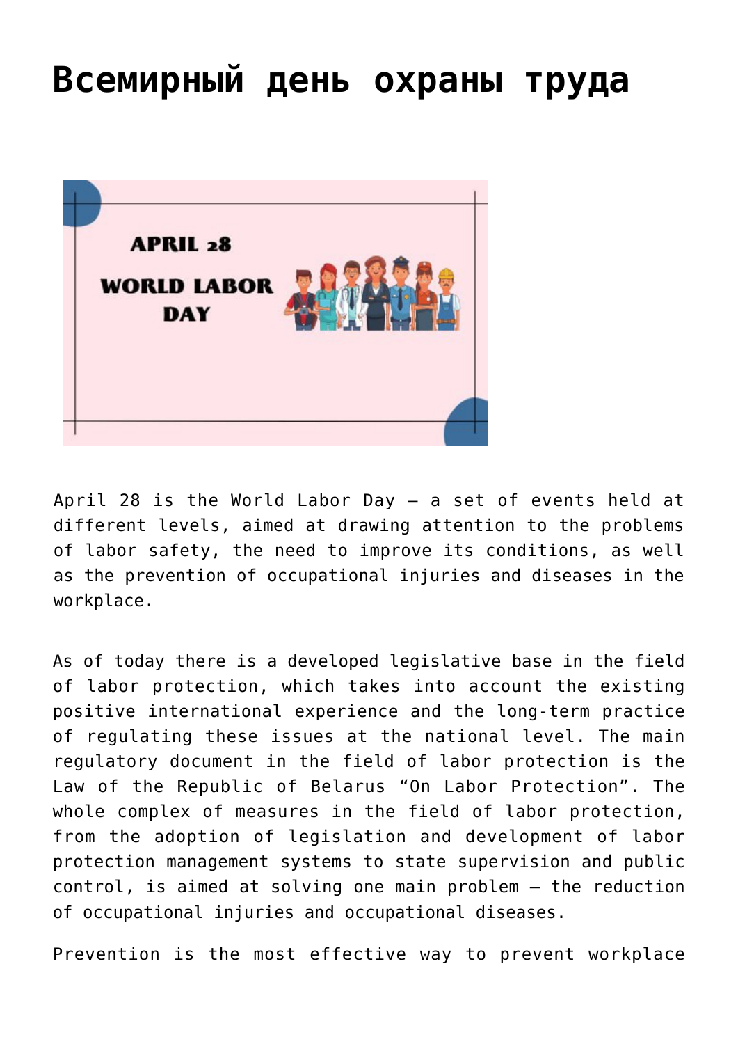# Всемирный день охраны труда

April 28 is the World Labor Day – a set of events held at different levels, aimed at drawing attention to the problems of labor safety, the need to improve its conditions, as well as the prevention of occupational injuries and diseases in the workplace.

As of today there is a developed legislative base in the field of labor protection, which takes into account the existing positive international experience and the long-term practice of regulating these issues at the national level. The main regulatory document in the field of labor protection is the Law of the Republic of Belarus "On Labor Protection". The whole complex of measures in the field of labor protection, from the adoption of legislation and development of labor protection management systems to state supervision and public control, is aimed at solving one main problem – the reduction of occupational injuries and occupational diseases.

Prevention is the most effective way to prevent workplace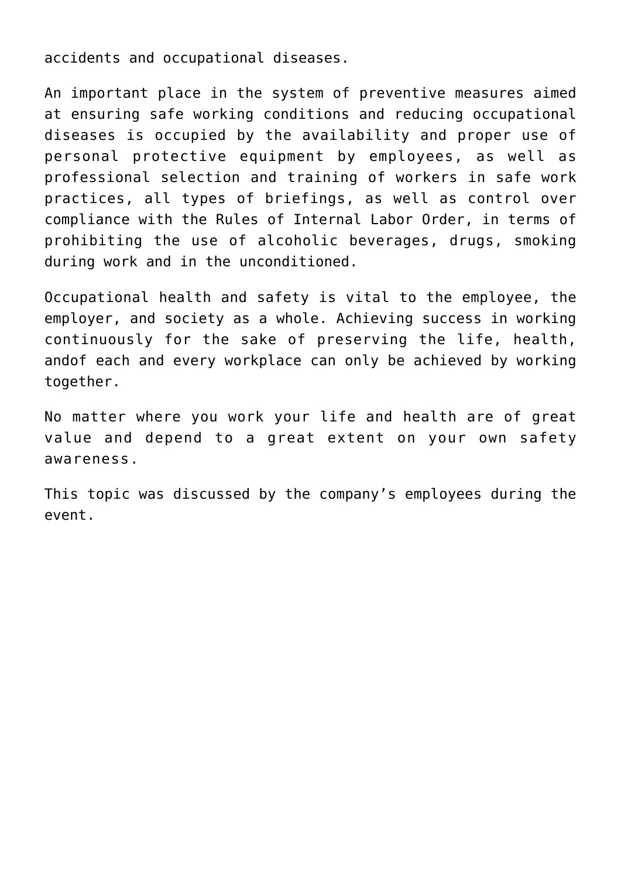accidents and occupational diseases.

An important place in the system of preventive measures aimed at ensuring safe working conditions and reducing occupational diseases is occupied by the availability and proper use of personal protective equipment by employees, as well as professional selection and training of workers in safe work practices, all types of briefings, as well as control over compliance with the Rules of Internal Labor Order, in terms of prohibiting the use of alcoholic beverages, drugs, smoking during work and in the unconditioned.

Occupational health and safety is vital to the employee, the employer, and society as a whole. Achieving success in working continuously for the sake of preserving the life, health, andof each and every workplace can only be achieved by working together.

No matter where you work your life and health are of great value and depend to a great extent on your own safety awareness.

This topic was discussed by the company's employees during the event.